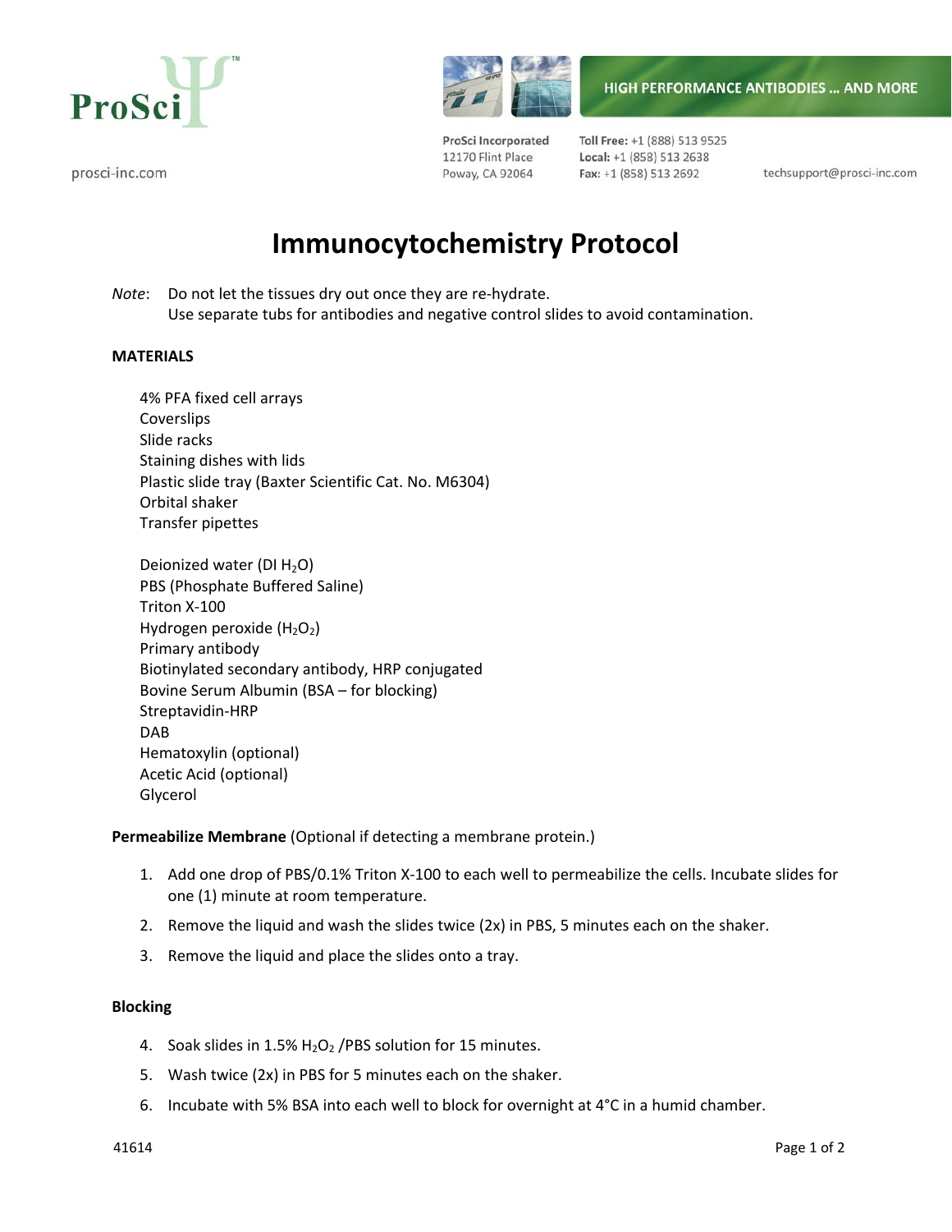ProSci

prosci-inc.com

ProSci Incorporated
12170 Flint Place
Poway, CA 92064

**Toll Free:** +1 (888) 513 9525
**Local:** +1 (858) 513 2638
**Fax:** +1 (858) 513 2692

techsupport@prosci-inc.com

HIGH PERFORMANCE ANTIBODIES ... AND MORE

# Immunocytochemistry Protocol

*Note*: Do not let the tissues dry out once they are re-hydrate.
Use separate tubs for antibodies and negative control slides to avoid contamination.

## MATERIALS

4% PFA fixed cell arrays
Coverslips
Slide racks
Staining dishes with lids
Plastic slide tray (Baxter Scientific Cat. No. M6304)
Orbital shaker
Transfer pipettes

Deionized water (DI $H_2O$)
PBS (Phosphate Buffered Saline)
Triton X-100
Hydrogen peroxide ($H_2O_2$)
Primary antibody
Biotinylated secondary antibody, HRP conjugated
Bovine Serum Albumin (BSA – for blocking)
Streptavidin-HRP
DAB
Hematoxylin (optional)
Acetic Acid (optional)
Glycerol

**Permeabilize Membrane** (Optional if detecting a membrane protein.)

1. Add one drop of PBS/0.1% Triton X-100 to each well to permeabilize the cells. Incubate slides for one (1) minute at room temperature.
2. Remove the liquid and wash the slides twice (2x) in PBS, 5 minutes each on the shaker.
3. Remove the liquid and place the slides onto a tray.

**Blocking**

4. Soak slides in 1.5% $H_2O_2$ /PBS solution for 15 minutes.
5. Wash twice (2x) in PBS for 5 minutes each on the shaker.
6. Incubate with 5% BSA into each well to block for overnight at 4°C in a humid chamber.

41614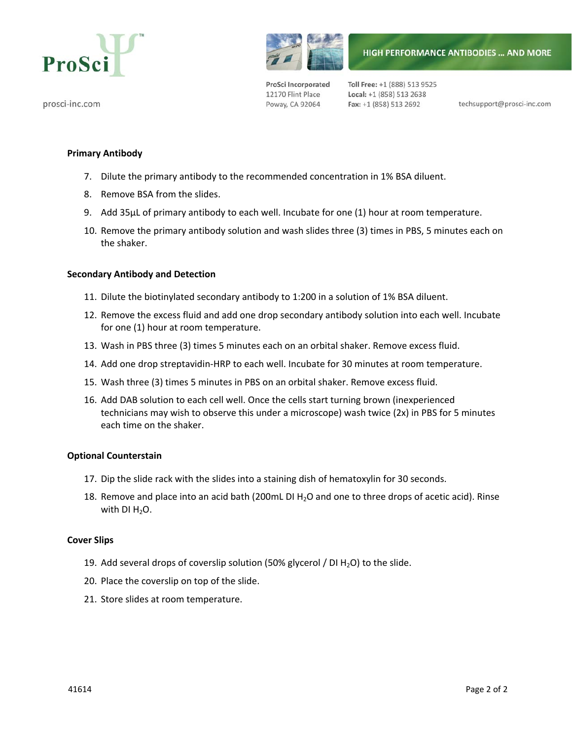### Primary Antibody

7. Dilute the primary antibody to the recommended concentration in 1% BSA diluent.
8. Remove BSA from the slides.
9. Add 35µL of primary antibody to each well. Incubate for one (1) hour at room temperature.
10. Remove the primary antibody solution and wash slides three (3) times in PBS, 5 minutes each on the shaker.

### Secondary Antibody and Detection

11. Dilute the biotinylated secondary antibody to 1:200 in a solution of 1% BSA diluent.
12. Remove the excess fluid and add one drop secondary antibody solution into each well. Incubate for one (1) hour at room temperature.
13. Wash in PBS three (3) times 5 minutes each on an orbital shaker. Remove excess fluid.
14. Add one drop streptavidin-HRP to each well. Incubate for 30 minutes at room temperature.
15. Wash three (3) times 5 minutes in PBS on an orbital shaker. Remove excess fluid.
16. Add DAB solution to each cell well. Once the cells start turning brown (inexperienced technicians may wish to observe this under a microscope) wash twice (2x) in PBS for 5 minutes each time on the shaker.

### Optional Counterstain

17. Dip the slide rack with the slides into a staining dish of hematoxylin for 30 seconds.
18. Remove and place into an acid bath (200mL DI $H_2O$ and one to three drops of acetic acid). Rinse with DI $H_2O$.

### Cover Slips

19. Add several drops of coverslip solution (50% glycerol / DI $H_2O$) to the slide.
20. Place the coverslip on top of the slide.
21. Store slides at room temperature.

41614